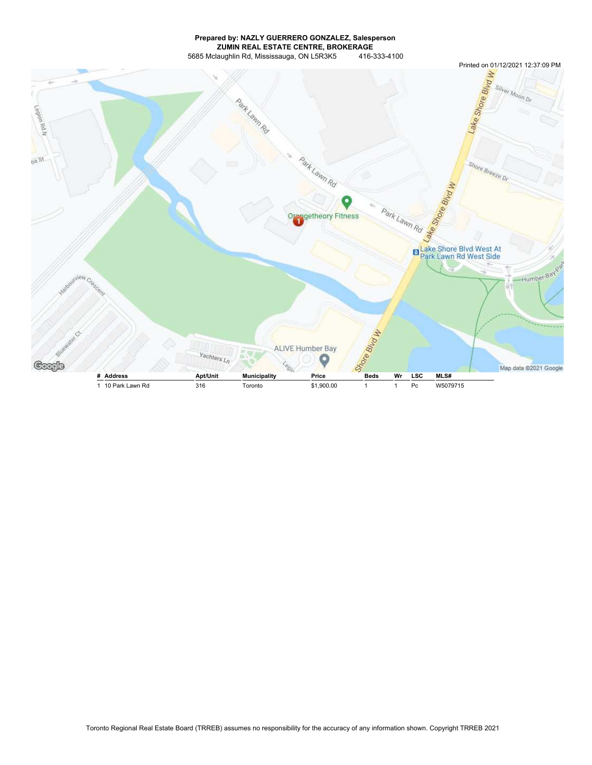**Prepared by: NAZLY GUERRERO GONZALEZ, Salesperson**
**ZUMIN REAL ESTATE CENTRE, BROKERAGE**
5685 Mclaughlin Rd, Mississauga, ON L5R3K5 416-333-4100

Printed on 01/12/2021 12:37:09 PM

| # | Address | Apt/Unit | Municipality | Price | Beds | Wr | LSC | MLS# |
|---|---|---|---|---|---|---|---|---|
| 1 | 10 Park Lawn Rd | 316 | Toronto | $1,900.00 | 1 | 1 | Pc | W5079715 |

Toronto Regional Real Estate Board (TRREB) assumes no responsibility for the accuracy of any information shown. Copyright TRREB 2021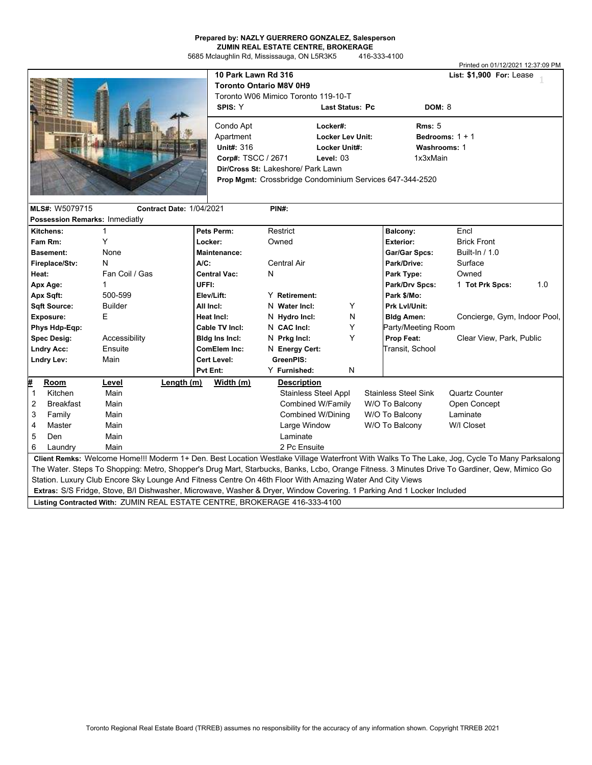**Prepared by: NAZLY GUERRERO GONZALEZ, Salesperson**
**ZUMIN REAL ESTATE CENTRE, BROKERAGE**
5685 Mclaughlin Rd, Mississauga, ON L5R3K5 416-333-4100

Printed on 01/12/2021 12:37:09 PM

**10 Park Lawn Rd 316**
**Toronto Ontario M8V 0H9**
Toronto W06 Mimico Toronto 119-10-T

**List: $1,900 For:** Lease

**SPIS:** Y **Last Status: Pc** **DOM:** 8

| | | |
|---|---|---|
| Condo Apt | **Locker#:** | **Rms:** 5 |
| Apartment | **Locker Lev Unit:** | **Bedrooms:** 1 + 1 |
| **Unit#:** 316 | **Locker Unit#:** | **Washrooms:** 1 |
| **Corp#:** TSCC / 2671 | **Level:** 03 | 1x3xMain |

**Dir/Cross St:** Lakeshore/ Park Lawn
**Prop Mgmt:** Crossbridge Condominium Services 647-344-2520

**MLS#:** W5079715 **Contract Date:** 1/04/2021 **PIN#:**
**Possession Remarks:** Inmediatly

| | | | | | | | |
|---|---|---|---|---|---|---|---|
| **Kitchens:** | 1 | **Pets Perm:** | Restrict | | | **Balcony:** | Encl |
| **Fam Rm:** | Y | **Locker:** | Owned | | | **Exterior:** | Brick Front |
| **Basement:** | None | **Maintenance:** | | | | **Gar/Gar Spcs:** | Built-In / 1.0 |
| **Fireplace/Stv:** | N | **A/C:** | Central Air | | | **Park/Drive:** | Surface |
| **Heat:** | Fan Coil / Gas | **Central Vac:** | N | | | **Park Type:** | Owned |
| **Apx Age:** | 1 | **UFFI:** | | | | **Park/Drv Spcs:** | 1 **Tot Prk Spcs:** 1.0 |
| **Apx Sqft:** | 500-599 | **Elev/Lift:** | Y **Retirement:** | | | **Park $/Mo:** | |
| **Sqft Source:** | Builder | **All Incl:** | N **Water Incl:** | Y | | **Prk Lvl/Unit:** | |
| **Exposure:** | E | **Heat Incl:** | N **Hydro Incl:** | N | | **Bldg Amen:** | Concierge, Gym, Indoor Pool, Party/Meeting Room |
| **Phys Hdp-Eqp:** | | **Cable TV Incl:** | N **CAC Incl:** | Y | | | |
| **Spec Desig:** | Accessibility | **Bldg Ins Incl:** | N **Prkg Incl:** | Y | | **Prop Feat:** | Clear View, Park, Public Transit, School |
| **Lndry Acc:** | Ensuite | **ComElem Inc:** | N **Energy Cert:** | | | | |
| **Lndry Lev:** | Main | **Cert Level:** | **GreenPIS:** | | | | |
| | | **Pvt Ent:** | Y **Furnished:** | N | | | |

| # | Room | Level | Length (m) | Width (m) | Description | | |
|---|---|---|---|---|---|---|---|
| 1 | Kitchen | Main | | | Stainless Steel Appl | Stainless Steel Sink | Quartz Counter |
| 2 | Breakfast | Main | | | Combined W/Family | W/O To Balcony | Open Concept |
| 3 | Family | Main | | | Combined W/Dining | W/O To Balcony | Laminate |
| 4 | Master | Main | | | Large Window | W/O To Balcony | W/I Closet |
| 5 | Den | Main | | | Laminate | | |
| 6 | Laundry | Main | | | 2 Pc Ensuite | | |

**Client Remks:** Welcome Home!!! Moderm 1+ Den. Best Location Westlake Village Waterfront With Walks To The Lake, Jog, Cycle To Many Parksalong The Water. Steps To Shopping: Metro, Shopper's Drug Mart, Starbucks, Banks, Lcbo, Orange Fitness. 3 Minutes Drive To Gardiner, Qew, Mimico Go Station. Luxury Club Encore Sky Lounge And Fitness Centre On 46th Floor With Amazing Water And City Views

**Extras:** S/S Fridge, Stove, B/I Dishwasher, Microwave, Washer & Dryer, Window Covering. 1 Parking And 1 Locker Included

**Listing Contracted With:** ZUMIN REAL ESTATE CENTRE, BROKERAGE 416-333-4100

Toronto Regional Real Estate Board (TRREB) assumes no responsibility for the accuracy of any information shown. Copyright TRREB 2021